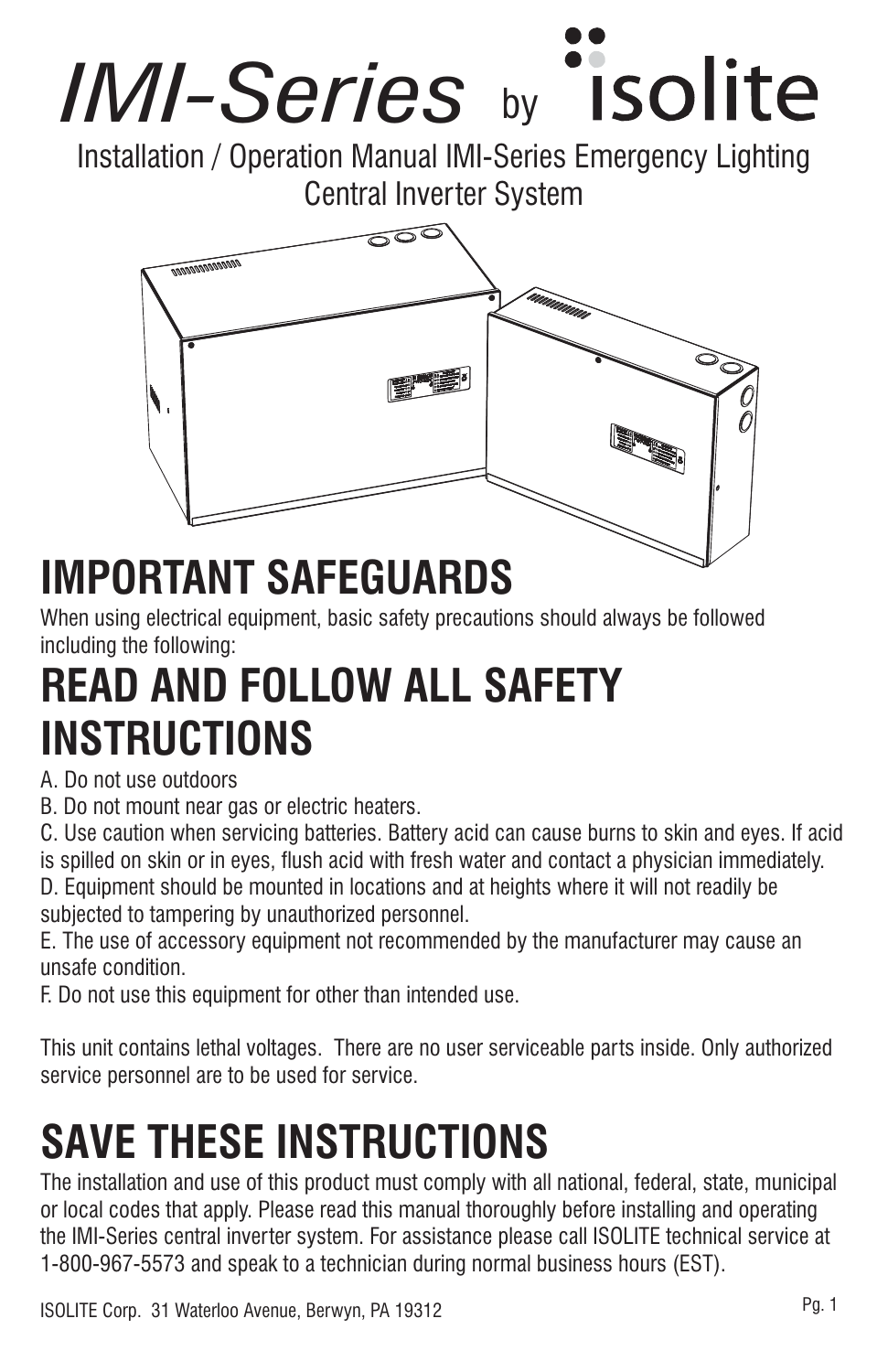# IMI-Series by isolite

Installation / Operation Manual IMI-Series Emergency Lighting Central Inverter System

## IMPORTANT SAFEGUARDS

When using electrical equipment, basic safety precautions should always be followed including the following:

## READ AND FOLLOW ALL SAFETY INSTRUCTIONS

A. Do not use outdoors
B. Do not mount near gas or electric heaters.
C. Use caution when servicing batteries. Battery acid can cause burns to skin and eyes. If acid is spilled on skin or in eyes, flush acid with fresh water and contact a physician immediately.
D. Equipment should be mounted in locations and at heights where it will not readily be subjected to tampering by unauthorized personnel.
E. The use of accessory equipment not recommended by the manufacturer may cause an unsafe condition.
F. Do not use this equipment for other than intended use.

This unit contains lethal voltages. There are no user serviceable parts inside. Only authorized service personnel are to be used for service.

## SAVE THESE INSTRUCTIONS

The installation and use of this product must comply with all national, federal, state, municipal or local codes that apply. Please read this manual thoroughly before installing and operating the IMI-Series central inverter system. For assistance please call ISOLITE technical service at 1-800-967-5573 and speak to a technician during normal business hours (EST).

ISOLITE Corp. 31 Waterloo Avenue, Berwyn, PA 19312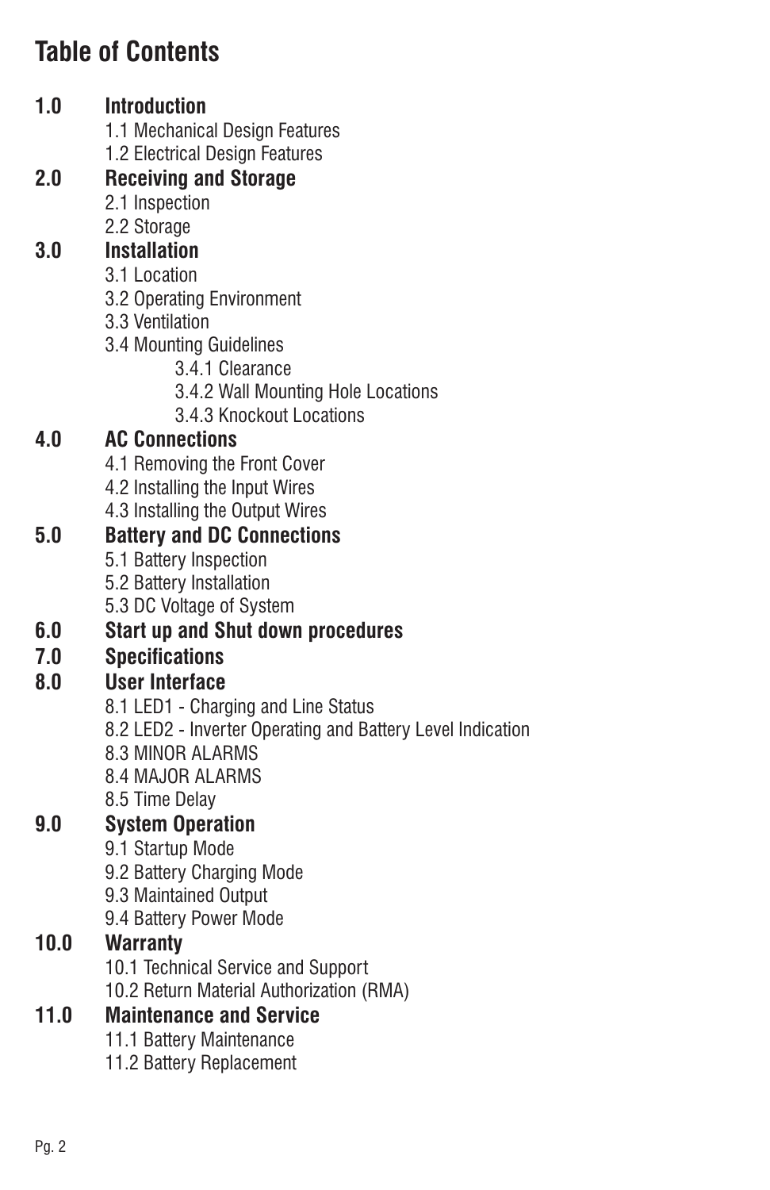# Table of Contents

**1.0 Introduction**
- 1.1 Mechanical Design Features
- 1.2 Electrical Design Features

**2.0 Receiving and Storage**
- 2.1 Inspection
- 2.2 Storage

**3.0 Installation**
- 3.1 Location
- 3.2 Operating Environment
- 3.3 Ventilation
- 3.4 Mounting Guidelines
  - 3.4.1 Clearance
  - 3.4.2 Wall Mounting Hole Locations
  - 3.4.3 Knockout Locations

**4.0 AC Connections**
- 4.1 Removing the Front Cover
- 4.2 Installing the Input Wires
- 4.3 Installing the Output Wires

**5.0 Battery and DC Connections**
- 5.1 Battery Inspection
- 5.2 Battery Installation
- 5.3 DC Voltage of System

**6.0 Start up and Shut down procedures**

**7.0 Specifications**

**8.0 User Interface**
- 8.1 LED1 - Charging and Line Status
- 8.2 LED2 - Inverter Operating and Battery Level Indication
- 8.3 MINOR ALARMS
- 8.4 MAJOR ALARMS
- 8.5 Time Delay

**9.0 System Operation**
- 9.1 Startup Mode
- 9.2 Battery Charging Mode
- 9.3 Maintained Output
- 9.4 Battery Power Mode

**10.0 Warranty**
- 10.1 Technical Service and Support
- 10.2 Return Material Authorization (RMA)

**11.0 Maintenance and Service**
- 11.1 Battery Maintenance
- 11.2 Battery Replacement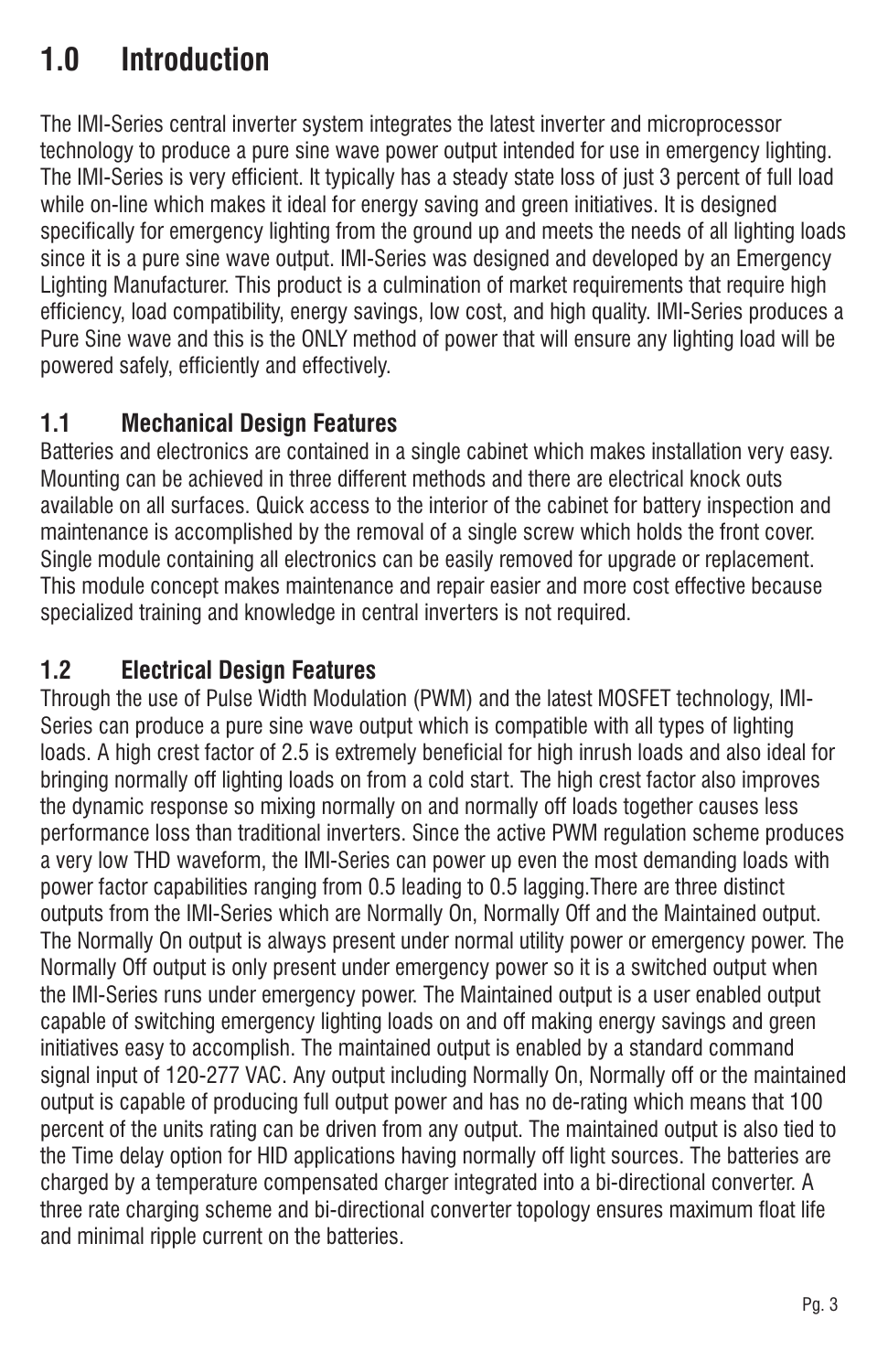# 1.0 Introduction

The IMI-Series central inverter system integrates the latest inverter and microprocessor technology to produce a pure sine wave power output intended for use in emergency lighting. The IMI-Series is very efficient. It typically has a steady state loss of just 3 percent of full load while on-line which makes it ideal for energy saving and green initiatives. It is designed specifically for emergency lighting from the ground up and meets the needs of all lighting loads since it is a pure sine wave output. IMI-Series was designed and developed by an Emergency Lighting Manufacturer. This product is a culmination of market requirements that require high efficiency, load compatibility, energy savings, low cost, and high quality. IMI-Series produces a Pure Sine wave and this is the ONLY method of power that will ensure any lighting load will be powered safely, efficiently and effectively.

## 1.1 Mechanical Design Features

Batteries and electronics are contained in a single cabinet which makes installation very easy. Mounting can be achieved in three different methods and there are electrical knock outs available on all surfaces. Quick access to the interior of the cabinet for battery inspection and maintenance is accomplished by the removal of a single screw which holds the front cover. Single module containing all electronics can be easily removed for upgrade or replacement. This module concept makes maintenance and repair easier and more cost effective because specialized training and knowledge in central inverters is not required.

## 1.2 Electrical Design Features

Through the use of Pulse Width Modulation (PWM) and the latest MOSFET technology, IMI-Series can produce a pure sine wave output which is compatible with all types of lighting loads. A high crest factor of 2.5 is extremely beneficial for high inrush loads and also ideal for bringing normally off lighting loads on from a cold start. The high crest factor also improves the dynamic response so mixing normally on and normally off loads together causes less performance loss than traditional inverters. Since the active PWM regulation scheme produces a very low THD waveform, the IMI-Series can power up even the most demanding loads with power factor capabilities ranging from 0.5 leading to 0.5 lagging.There are three distinct outputs from the IMI-Series which are Normally On, Normally Off and the Maintained output. The Normally On output is always present under normal utility power or emergency power. The Normally Off output is only present under emergency power so it is a switched output when the IMI-Series runs under emergency power. The Maintained output is a user enabled output capable of switching emergency lighting loads on and off making energy savings and green initiatives easy to accomplish. The maintained output is enabled by a standard command signal input of 120-277 VAC. Any output including Normally On, Normally off or the maintained output is capable of producing full output power and has no de-rating which means that 100 percent of the units rating can be driven from any output. The maintained output is also tied to the Time delay option for HID applications having normally off light sources. The batteries are charged by a temperature compensated charger integrated into a bi-directional converter. A three rate charging scheme and bi-directional converter topology ensures maximum float life and minimal ripple current on the batteries.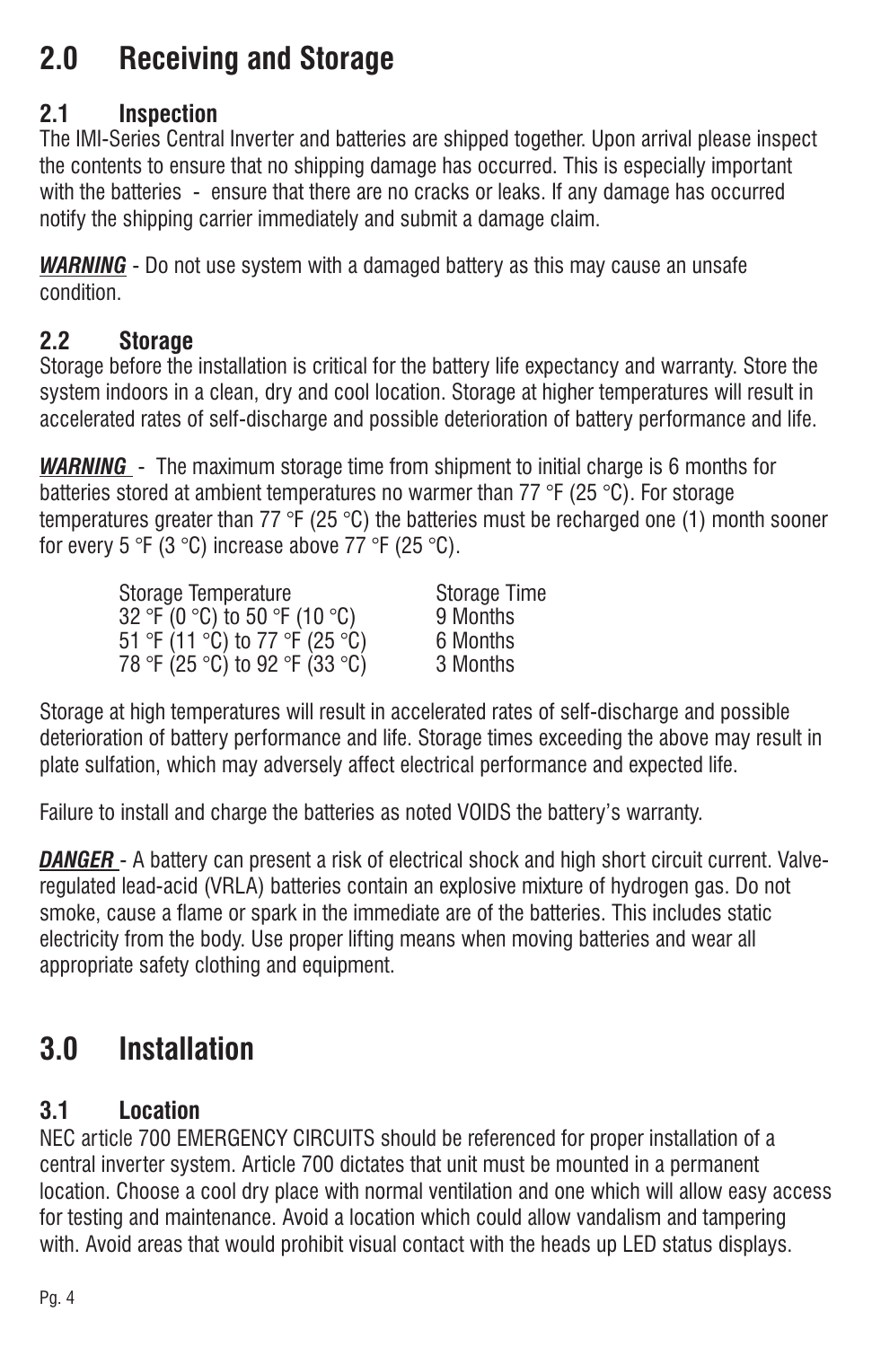# 2.0 Receiving and Storage

## 2.1 Inspection

The IMI-Series Central Inverter and batteries are shipped together. Upon arrival please inspect the contents to ensure that no shipping damage has occurred. This is especially important with the batteries - ensure that there are no cracks or leaks. If any damage has occurred notify the shipping carrier immediately and submit a damage claim.

***WARNING*** - Do not use system with a damaged battery as this may cause an unsafe condition.

## 2.2 Storage

Storage before the installation is critical for the battery life expectancy and warranty. Store the system indoors in a clean, dry and cool location. Storage at higher temperatures will result in accelerated rates of self-discharge and possible deterioration of battery performance and life.

***WARNING*** - The maximum storage time from shipment to initial charge is 6 months for batteries stored at ambient temperatures no warmer than 77 °F (25 °C). For storage temperatures greater than 77 °F (25 °C) the batteries must be recharged one (1) month sooner for every 5 °F (3 °C) increase above 77 °F (25 °C).

| Storage Temperature | Storage Time |
|---|---|
| 32 °F (0 °C) to 50 °F (10 °C) | 9 Months |
| 51 °F (11 °C) to 77 °F (25 °C) | 6 Months |
| 78 °F (25 °C) to 92 °F (33 °C) | 3 Months |

Storage at high temperatures will result in accelerated rates of self-discharge and possible deterioration of battery performance and life. Storage times exceeding the above may result in plate sulfation, which may adversely affect electrical performance and expected life.

Failure to install and charge the batteries as noted VOIDS the battery's warranty.

***DANGER*** - A battery can present a risk of electrical shock and high short circuit current. Valve-regulated lead-acid (VRLA) batteries contain an explosive mixture of hydrogen gas. Do not smoke, cause a flame or spark in the immediate are of the batteries. This includes static electricity from the body. Use proper lifting means when moving batteries and wear all appropriate safety clothing and equipment.

# 3.0 Installation

## 3.1 Location

NEC article 700 EMERGENCY CIRCUITS should be referenced for proper installation of a central inverter system. Article 700 dictates that unit must be mounted in a permanent location. Choose a cool dry place with normal ventilation and one which will allow easy access for testing and maintenance. Avoid a location which could allow vandalism and tampering with. Avoid areas that would prohibit visual contact with the heads up LED status displays.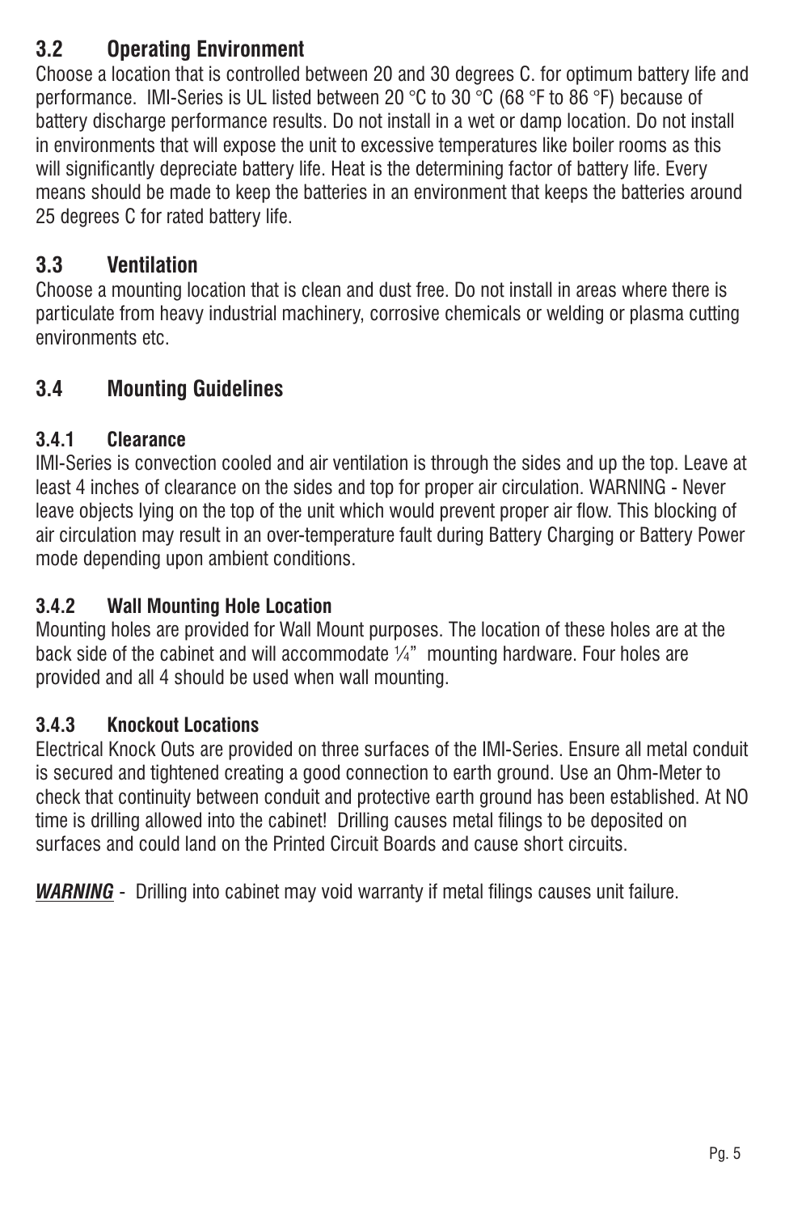## 3.2 Operating Environment

Choose a location that is controlled between 20 and 30 degrees C. for optimum battery life and performance. IMI-Series is UL listed between 20 °C to 30 °C (68 °F to 86 °F) because of battery discharge performance results. Do not install in a wet or damp location. Do not install in environments that will expose the unit to excessive temperatures like boiler rooms as this will significantly depreciate battery life. Heat is the determining factor of battery life. Every means should be made to keep the batteries in an environment that keeps the batteries around 25 degrees C for rated battery life.

## 3.3 Ventilation

Choose a mounting location that is clean and dust free. Do not install in areas where there is particulate from heavy industrial machinery, corrosive chemicals or welding or plasma cutting environments etc.

## 3.4 Mounting Guidelines

### 3.4.1 Clearance

IMI-Series is convection cooled and air ventilation is through the sides and up the top. Leave at least 4 inches of clearance on the sides and top for proper air circulation. WARNING - Never leave objects lying on the top of the unit which would prevent proper air flow. This blocking of air circulation may result in an over-temperature fault during Battery Charging or Battery Power mode depending upon ambient conditions.

### 3.4.2 Wall Mounting Hole Location

Mounting holes are provided for Wall Mount purposes. The location of these holes are at the back side of the cabinet and will accommodate ¼" mounting hardware. Four holes are provided and all 4 should be used when wall mounting.

### 3.4.3 Knockout Locations

Electrical Knock Outs are provided on three surfaces of the IMI-Series. Ensure all metal conduit is secured and tightened creating a good connection to earth ground. Use an Ohm-Meter to check that continuity between conduit and protective earth ground has been established. At NO time is drilling allowed into the cabinet! Drilling causes metal filings to be deposited on surfaces and could land on the Printed Circuit Boards and cause short circuits.

***WARNING*** - Drilling into cabinet may void warranty if metal filings causes unit failure.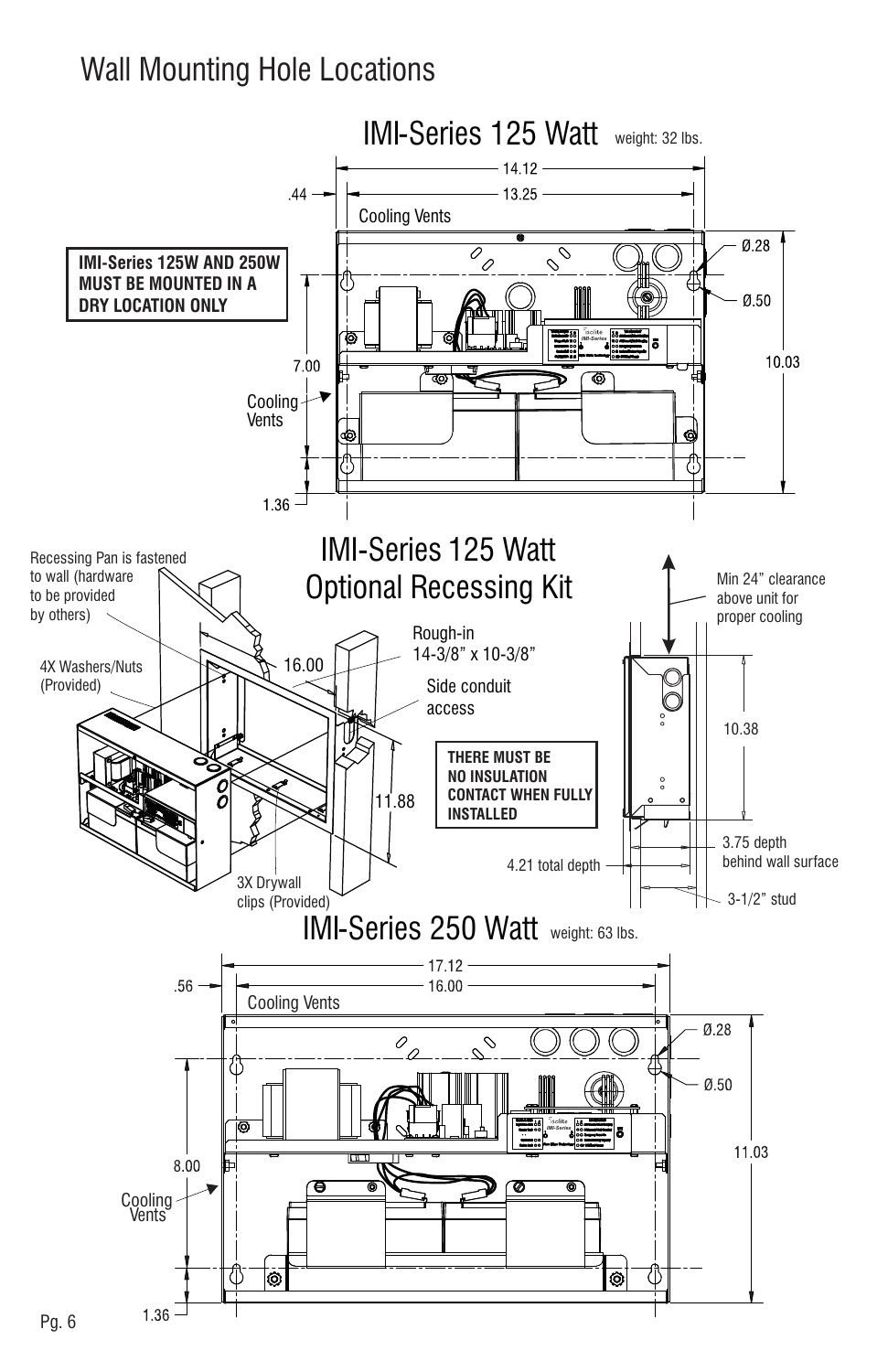# Wall Mounting Hole Locations

## IMI-Series 125 Watt

weight: 32 lbs.

14.12

.44

13.25

Cooling Vents

**IMI-Series 125W AND 250W MUST BE MOUNTED IN A DRY LOCATION ONLY**

Ø.28

Ø.50

7.00

10.03

Cooling Vents

1.36

## IMI-Series 125 Watt Optional Recessing Kit

Recessing Pan is fastened to wall (hardware to be provided by others)

4X Washers/Nuts (Provided)

16.00

Rough-in 14-3/8" x 10-3/8"

Side conduit access

11.88

3X Drywall clips (Provided)

**THERE MUST BE NO INSULATION CONTACT WHEN FULLY INSTALLED**

Min 24" clearance above unit for proper cooling

10.38

4.21 total depth

3.75 depth behind wall surface

3-1/2" stud

## IMI-Series 250 Watt

weight: 63 lbs.

17.12

.56

16.00

Cooling Vents

Ø.28

Ø.50

8.00

11.03

Cooling Vents

1.36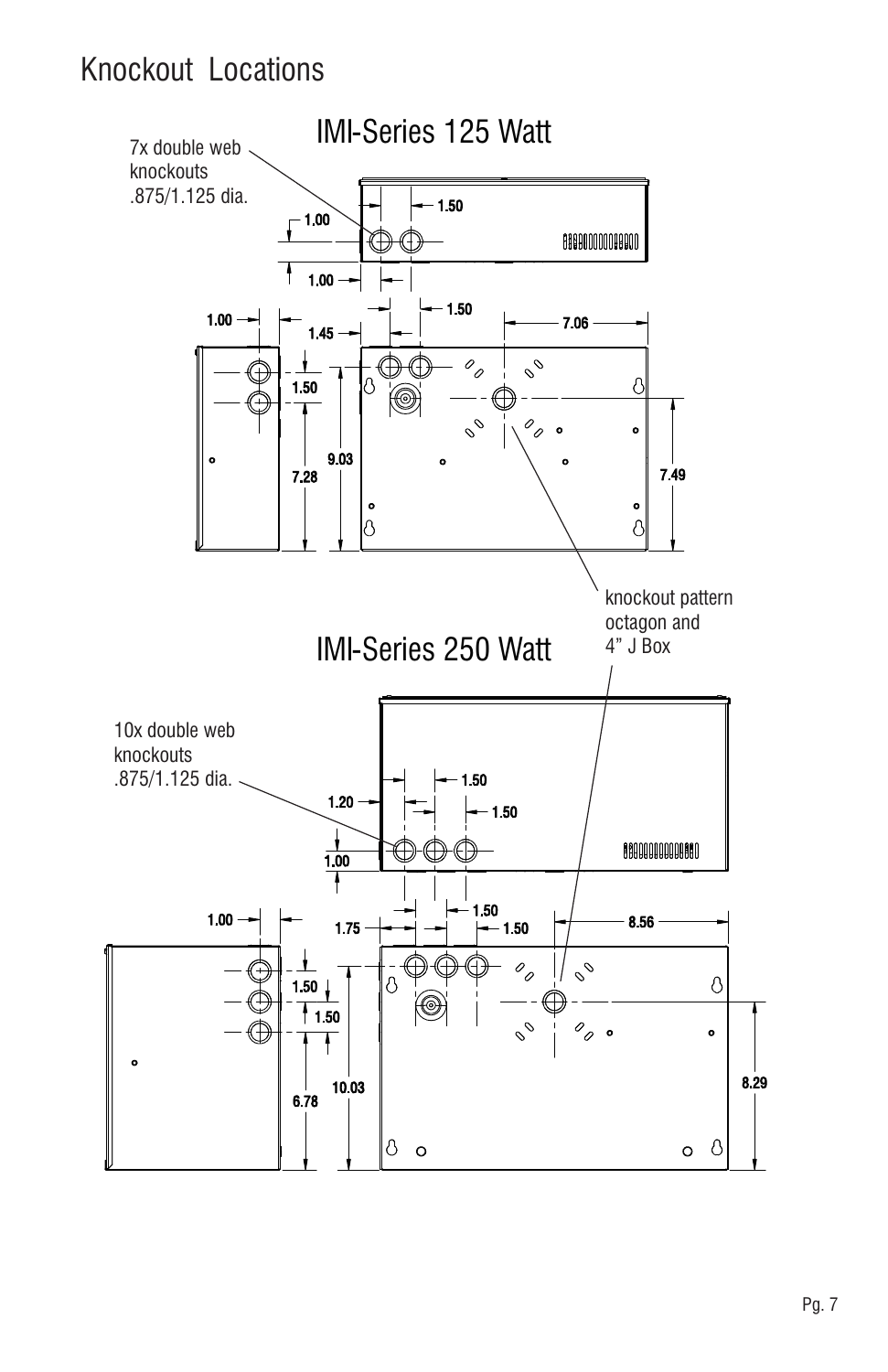# Knockout Locations

## IMI-Series 125 Watt

7x double web knockouts .875/1.125 dia.

1.00
1.50
1.00
1.00
1.50
1.45
7.06
1.50
9.03
7.28
7.49

knockout pattern octagon and 4” J Box

## IMI-Series 250 Watt

10x double web knockouts .875/1.125 dia.

1.20
1.50
1.50
1.00
1.00
1.50
1.75
1.50
8.56
1.50
1.50
10.03
6.78
8.29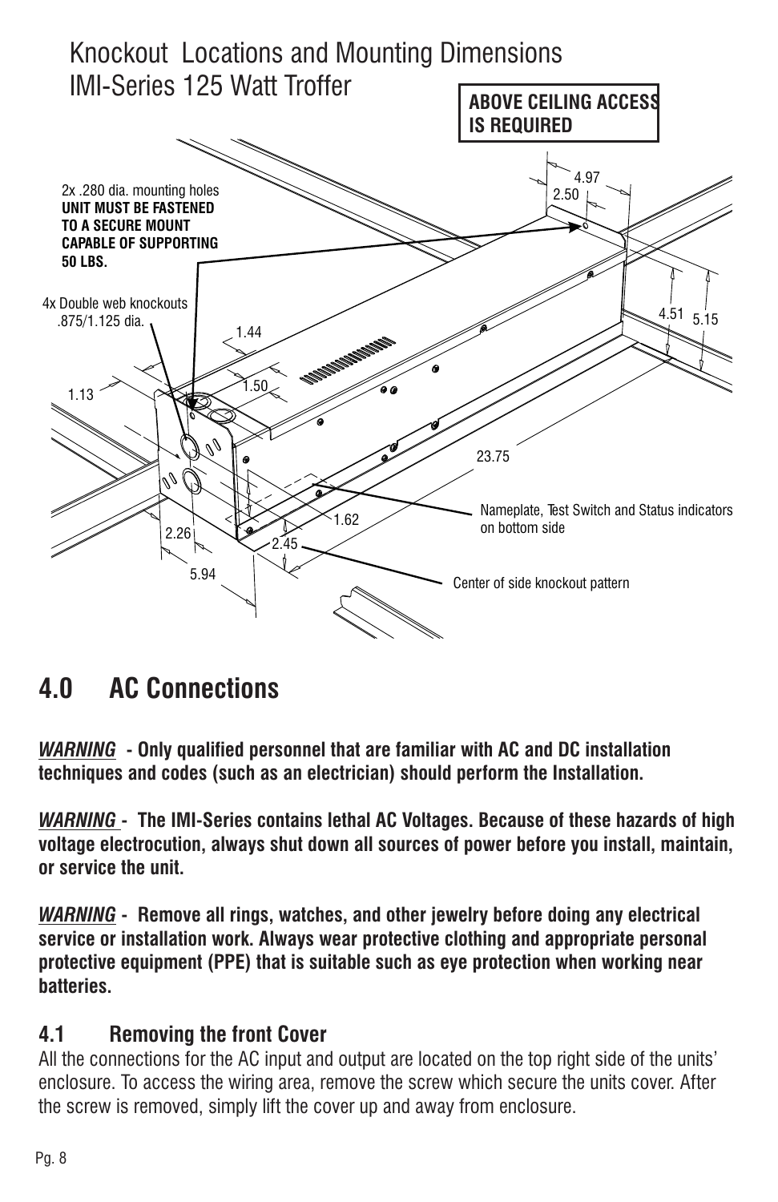# Knockout Locations and Mounting Dimensions IMI-Series 125 Watt Troffer

**ABOVE CEILING ACCESS IS REQUIRED**

2x .280 dia. mounting holes
**UNIT MUST BE FASTENED TO A SECURE MOUNT CAPABLE OF SUPPORTING 50 LBS.**

4x Double web knockouts .875/1.125 dia.

Nameplate, Test Switch and Status indicators on bottom side

Center of side knockout pattern

4.97, 2.50, 4.51, 5.15, 1.44, 1.50, 1.13, 23.75, 1.62, 2.26, 2.45, 5.94

# 4.0 AC Connections

***WARNING*** **- Only qualified personnel that are familiar with AC and DC installation techniques and codes (such as an electrician) should perform the Installation.**

***WARNING*** **- The IMI-Series contains lethal AC Voltages. Because of these hazards of high voltage electrocution, always shut down all sources of power before you install, maintain, or service the unit.**

***WARNING*** **- Remove all rings, watches, and other jewelry before doing any electrical service or installation work. Always wear protective clothing and appropriate personal protective equipment (PPE) that is suitable such as eye protection when working near batteries.**

## 4.1 Removing the front Cover

All the connections for the AC input and output are located on the top right side of the units' enclosure. To access the wiring area, remove the screw which secure the units cover. After the screw is removed, simply lift the cover up and away from enclosure.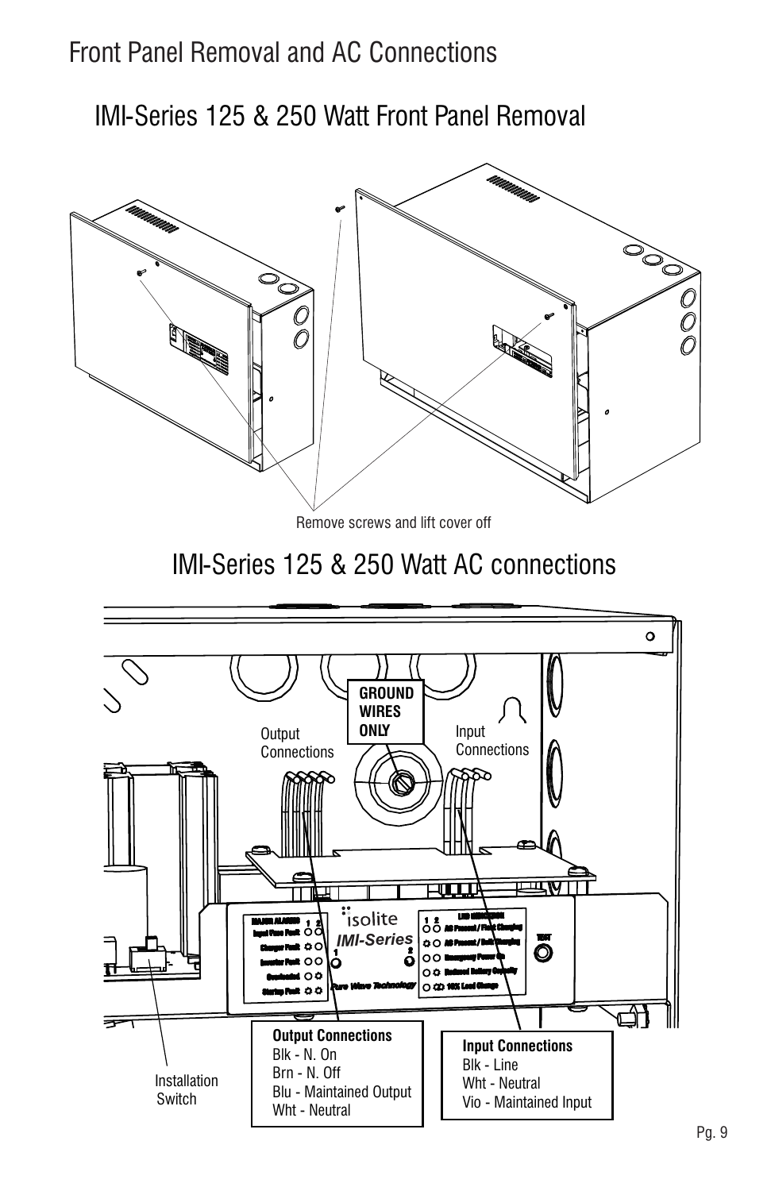# Front Panel Removal and AC Connections

## IMI-Series 125 & 250 Watt Front Panel Removal

Remove screws and lift cover off

## IMI-Series 125 & 250 Watt AC connections

GROUND WIRES ONLY

Output Connections

Input Connections

Installation Switch

**Output Connections**
Blk - N. On
Brn - N. Off
Blu - Maintained Output
Wht - Neutral

**Input Connections**
Blk - Line
Wht - Neutral
Vio - Maintained Input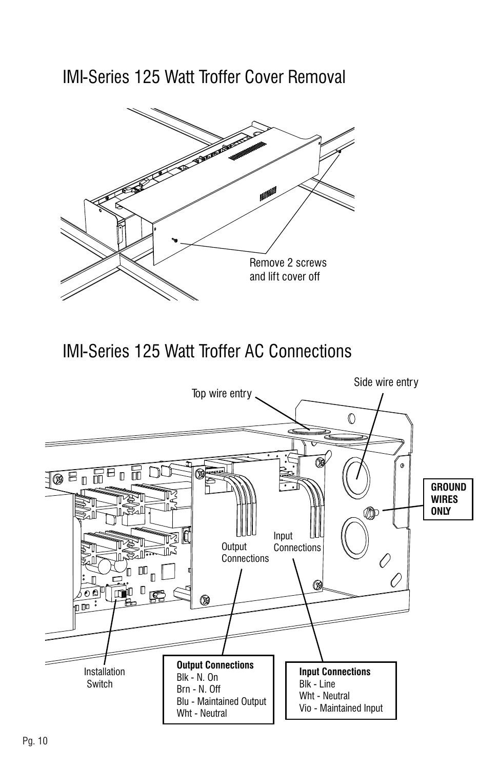# IMI-Series 125 Watt Troffer Cover Removal

Remove 2 screws and lift cover off

# IMI-Series 125 Watt Troffer AC Connections

Top wire entry

Side wire entry

**GROUND WIRES ONLY**

Output Connections

Input Connections

Installation Switch

**Output Connections**
Blk - N. On
Brn - N. Off
Blu - Maintained Output
Wht - Neutral

**Input Connections**
Blk - Line
Wht - Neutral
Vio - Maintained Input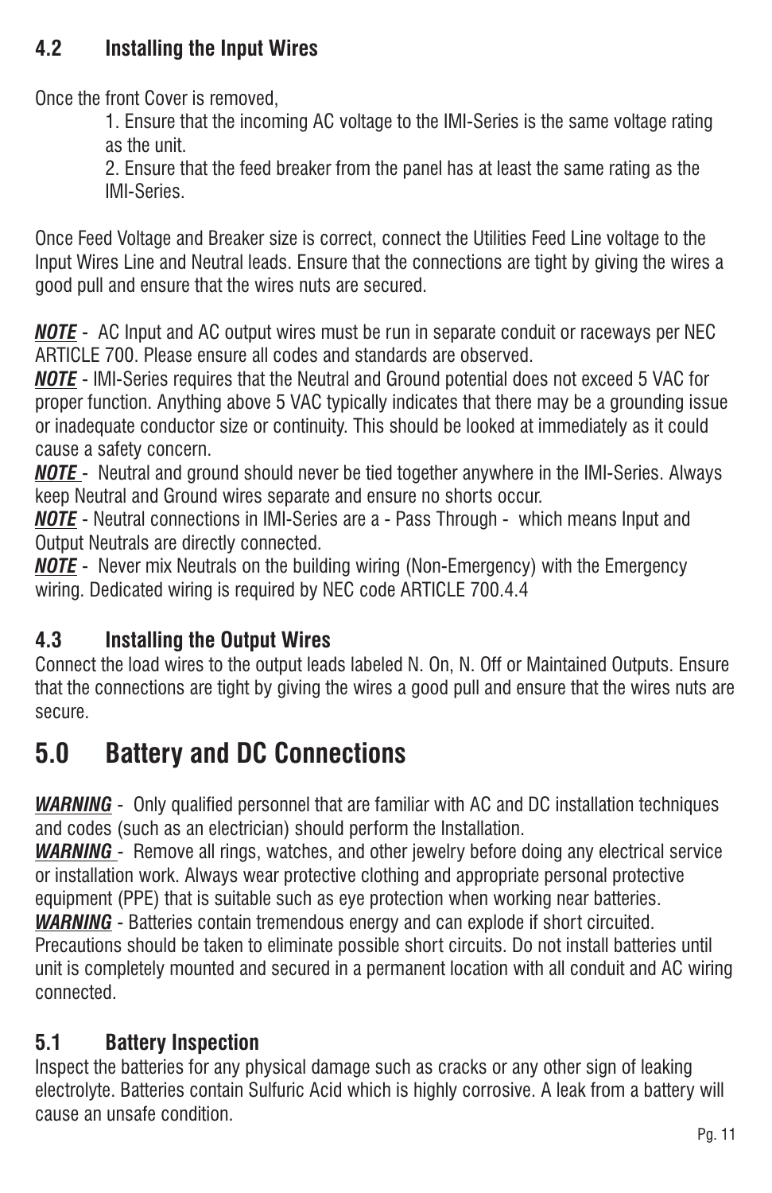### 4.2 Installing the Input Wires

Once the front Cover is removed,

1. Ensure that the incoming AC voltage to the IMI-Series is the same voltage rating as the unit.
2. Ensure that the feed breaker from the panel has at least the same rating as the IMI-Series.

Once Feed Voltage and Breaker size is correct, connect the Utilities Feed Line voltage to the Input Wires Line and Neutral leads. Ensure that the connections are tight by giving the wires a good pull and ensure that the wires nuts are secured.

***NOTE*** - AC Input and AC output wires must be run in separate conduit or raceways per NEC ARTICLE 700. Please ensure all codes and standards are observed.
***NOTE*** - IMI-Series requires that the Neutral and Ground potential does not exceed 5 VAC for proper function. Anything above 5 VAC typically indicates that there may be a grounding issue or inadequate conductor size or continuity. This should be looked at immediately as it could cause a safety concern.
***NOTE*** - Neutral and ground should never be tied together anywhere in the IMI-Series. Always keep Neutral and Ground wires separate and ensure no shorts occur.
***NOTE*** - Neutral connections in IMI-Series are a - Pass Through - which means Input and Output Neutrals are directly connected.
***NOTE*** - Never mix Neutrals on the building wiring (Non-Emergency) with the Emergency wiring. Dedicated wiring is required by NEC code ARTICLE 700.4.4

### 4.3 Installing the Output Wires

Connect the load wires to the output leads labeled N. On, N. Off or Maintained Outputs. Ensure that the connections are tight by giving the wires a good pull and ensure that the wires nuts are secure.

## 5.0 Battery and DC Connections

***WARNING*** - Only qualified personnel that are familiar with AC and DC installation techniques and codes (such as an electrician) should perform the Installation.
***WARNING*** - Remove all rings, watches, and other jewelry before doing any electrical service or installation work. Always wear protective clothing and appropriate personal protective equipment (PPE) that is suitable such as eye protection when working near batteries.
***WARNING*** - Batteries contain tremendous energy and can explode if short circuited. Precautions should be taken to eliminate possible short circuits. Do not install batteries until unit is completely mounted and secured in a permanent location with all conduit and AC wiring connected.

### 5.1 Battery Inspection

Inspect the batteries for any physical damage such as cracks or any other sign of leaking electrolyte. Batteries contain Sulfuric Acid which is highly corrosive. A leak from a battery will cause an unsafe condition.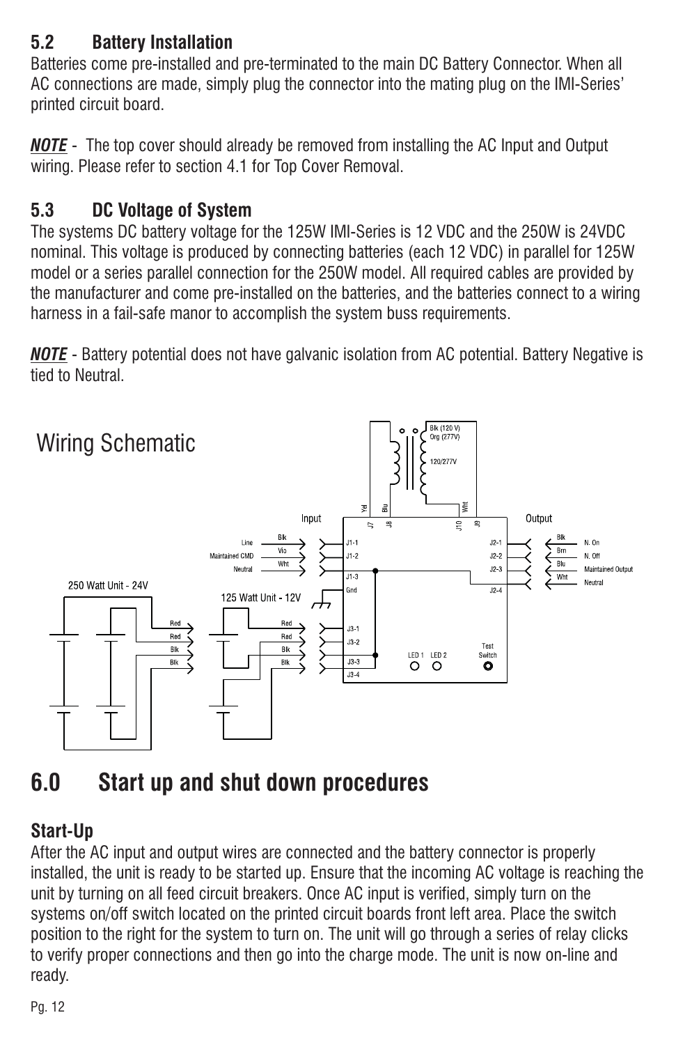## 5.2 Battery Installation

Batteries come pre-installed and pre-terminated to the main DC Battery Connector. When all AC connections are made, simply plug the connector into the mating plug on the IMI-Series' printed circuit board.

***NOTE*** - The top cover should already be removed from installing the AC Input and Output wiring. Please refer to section 4.1 for Top Cover Removal.

## 5.3 DC Voltage of System

The systems DC battery voltage for the 125W IMI-Series is 12 VDC and the 250W is 24VDC nominal. This voltage is produced by connecting batteries (each 12 VDC) in parallel for 125W model or a series parallel connection for the 250W model. All required cables are provided by the manufacturer and come pre-installed on the batteries, and the batteries connect to a wiring harness in a fail-safe manor to accomplish the system buss requirements.

***NOTE*** - Battery potential does not have galvanic isolation from AC potential. Battery Negative is tied to Neutral.

Wiring Schematic

# 6.0 Start up and shut down procedures

### Start-Up

After the AC input and output wires are connected and the battery connector is properly installed, the unit is ready to be started up. Ensure that the incoming AC voltage is reaching the unit by turning on all feed circuit breakers. Once AC input is verified, simply turn on the systems on/off switch located on the printed circuit boards front left area. Place the switch position to the right for the system to turn on. The unit will go through a series of relay clicks to verify proper connections and then go into the charge mode. The unit is now on-line and ready.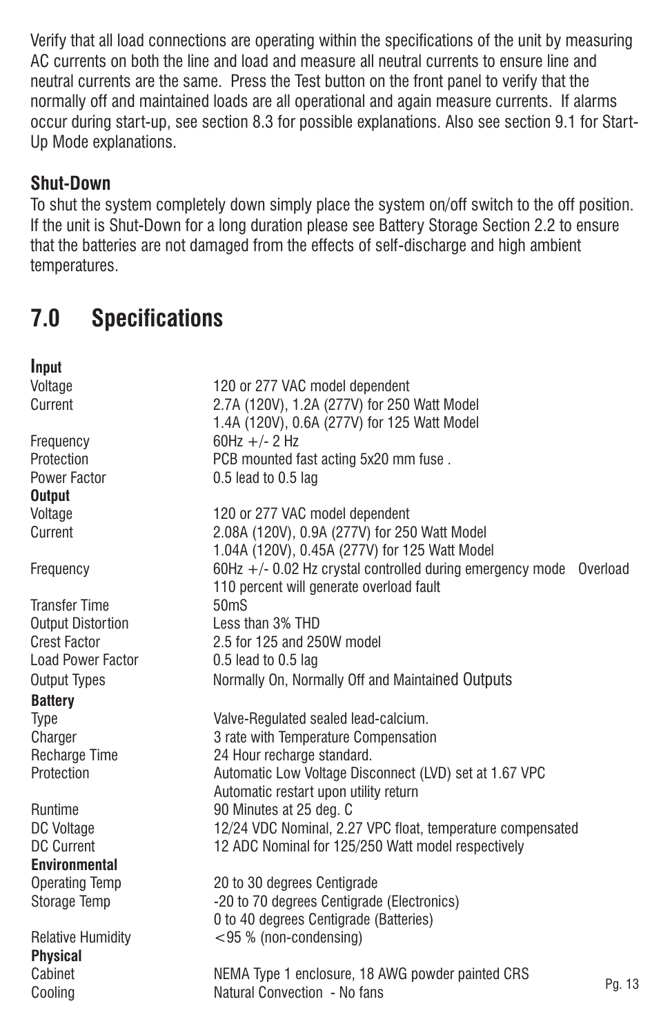Verify that all load connections are operating within the specifications of the unit by measuring AC currents on both the line and load and measure all neutral currents to ensure line and neutral currents are the same. Press the Test button on the front panel to verify that the normally off and maintained loads are all operational and again measure currents. If alarms occur during start-up, see section 8.3 for possible explanations. Also see section 9.1 for Start-Up Mode explanations.

### Shut-Down

To shut the system completely down simply place the system on/off switch to the off position. If the unit is Shut-Down for a long duration please see Battery Storage Section 2.2 to ensure that the batteries are not damaged from the effects of self-discharge and high ambient temperatures.

## 7.0 Specifications

**Input**

| | |
|---|---|
| Voltage | 120 or 277 VAC model dependent |
| Current | 2.7A (120V), 1.2A (277V) for 250 Watt Model<br>1.4A (120V), 0.6A (277V) for 125 Watt Model |
| Frequency | 60Hz +/- 2 Hz |
| Protection | PCB mounted fast acting 5x20 mm fuse . |
| Power Factor | 0.5 lead to 0.5 lag |

**Output**

| | |
|---|---|
| Voltage | 120 or 277 VAC model dependent |
| Current | 2.08A (120V), 0.9A (277V) for 250 Watt Model<br>1.04A (120V), 0.45A (277V) for 125 Watt Model |
| Frequency | 60Hz +/- 0.02 Hz crystal controlled during emergency mode Overload 110 percent will generate overload fault |
| Transfer Time | 50mS |
| Output Distortion | Less than 3% THD |
| Crest Factor | 2.5 for 125 and 250W model |
| Load Power Factor | 0.5 lead to 0.5 lag |
| Output Types | Normally On, Normally Off and Maintained Outputs |

**Battery**

| | |
|---|---|
| Type | Valve-Regulated sealed lead-calcium. |
| Charger | 3 rate with Temperature Compensation |
| Recharge Time | 24 Hour recharge standard. |
| Protection | Automatic Low Voltage Disconnect (LVD) set at 1.67 VPC<br>Automatic restart upon utility return |
| Runtime | 90 Minutes at 25 deg. C |
| DC Voltage | 12/24 VDC Nominal, 2.27 VPC float, temperature compensated |
| DC Current | 12 ADC Nominal for 125/250 Watt model respectively |

**Environmental**

| | |
|---|---|
| Operating Temp | 20 to 30 degrees Centigrade |
| Storage Temp | -20 to 70 degrees Centigrade (Electronics)<br>0 to 40 degrees Centigrade (Batteries) |
| Relative Humidity | <95 % (non-condensing) |

**Physical**

| | |
|---|---|
| Cabinet | NEMA Type 1 enclosure, 18 AWG powder painted CRS |
| Cooling | Natural Convection - No fans |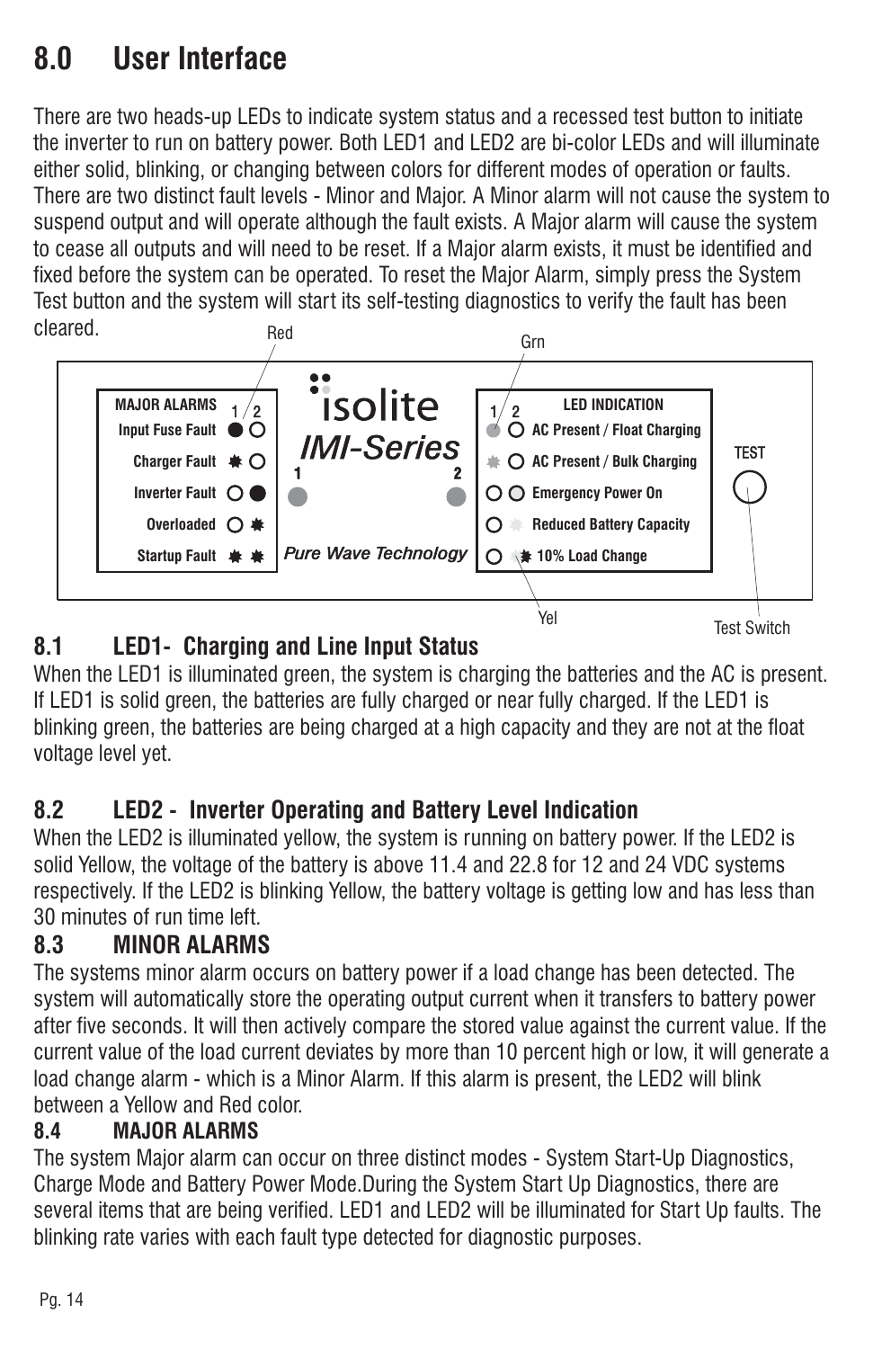# 8.0 User Interface

There are two heads-up LEDs to indicate system status and a recessed test button to initiate the inverter to run on battery power. Both LED1 and LED2 are bi-color LEDs and will illuminate either solid, blinking, or changing between colors for different modes of operation or faults. There are two distinct fault levels - Minor and Major. A Minor alarm will not cause the system to suspend output and will operate although the fault exists. A Major alarm will cause the system to cease all outputs and will need to be reset. If a Major alarm exists, it must be identified and fixed before the system can be operated. To reset the Major Alarm, simply press the System Test button and the system will start its self-testing diagnostics to verify the fault has been cleared.

| MAJOR ALARMS |
| --- |
| Input Fuse Fault |
| Charger Fault |
| Inverter Fault |
| Overloaded |
| Startup Fault |

| LED INDICATION |
| --- |
| AC Present / Float Charging |
| AC Present / Bulk Charging |
| Emergency Power On |
| Reduced Battery Capacity |
| 10% Load Change |

isolite IMI-Series — Pure Wave Technology — TEST — Red — Grn — Yel — Test Switch

## 8.1 LED1- Charging and Line Input Status

When the LED1 is illuminated green, the system is charging the batteries and the AC is present. If LED1 is solid green, the batteries are fully charged or near fully charged. If the LED1 is blinking green, the batteries are being charged at a high capacity and they are not at the float voltage level yet.

## 8.2 LED2 - Inverter Operating and Battery Level Indication

When the LED2 is illuminated yellow, the system is running on battery power. If the LED2 is solid Yellow, the voltage of the battery is above 11.4 and 22.8 for 12 and 24 VDC systems respectively. If the LED2 is blinking Yellow, the battery voltage is getting low and has less than 30 minutes of run time left.

## 8.3 MINOR ALARMS

The systems minor alarm occurs on battery power if a load change has been detected. The system will automatically store the operating output current when it transfers to battery power after five seconds. It will then actively compare the stored value against the current value. If the current value of the load current deviates by more than 10 percent high or low, it will generate a load change alarm - which is a Minor Alarm. If this alarm is present, the LED2 will blink between a Yellow and Red color.

## 8.4 MAJOR ALARMS

The system Major alarm can occur on three distinct modes - System Start-Up Diagnostics, Charge Mode and Battery Power Mode.During the System Start Up Diagnostics, there are several items that are being verified. LED1 and LED2 will be illuminated for Start Up faults. The blinking rate varies with each fault type detected for diagnostic purposes.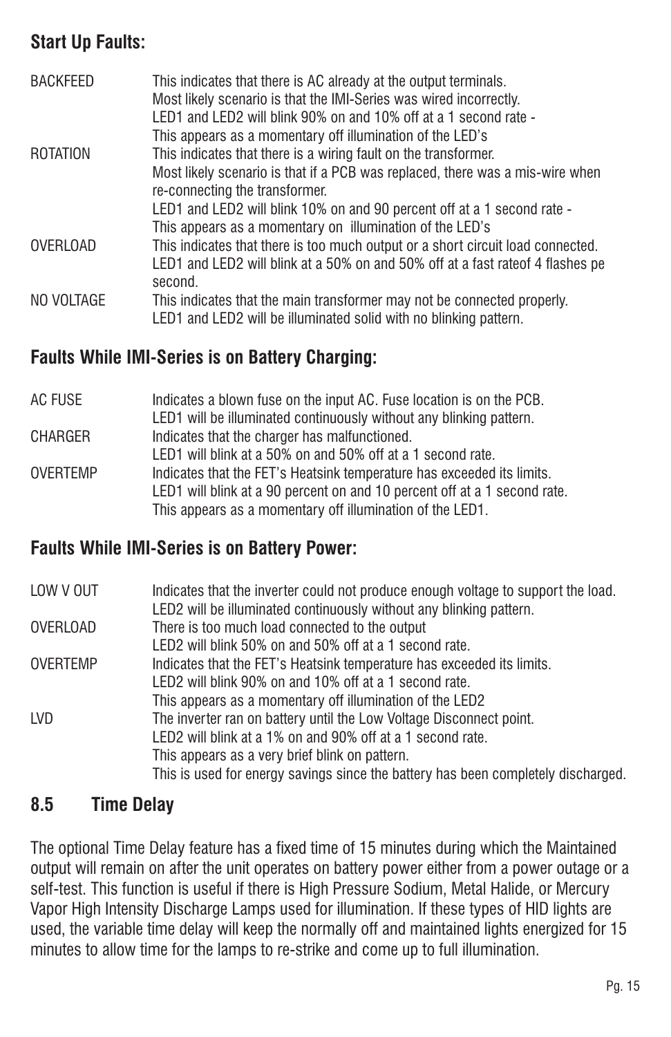**Start Up Faults:**

| | |
|---|---|
| BACKFEED | This indicates that there is AC already at the output terminals.<br>Most likely scenario is that the IMI-Series was wired incorrectly.<br>LED1 and LED2 will blink 90% on and 10% off at a 1 second rate -<br>This appears as a momentary off illumination of the LED's |
| ROTATION | This indicates that there is a wiring fault on the transformer.<br>Most likely scenario is that if a PCB was replaced, there was a mis-wire when re-connecting the transformer.<br>LED1 and LED2 will blink 10% on and 90 percent off at a 1 second rate -<br>This appears as a momentary on illumination of the LED's |
| OVERLOAD | This indicates that there is too much output or a short circuit load connected.<br>LED1 and LED2 will blink at a 50% on and 50% off at a fast rateof 4 flashes pe second. |
| NO VOLTAGE | This indicates that the main transformer may not be connected properly.<br>LED1 and LED2 will be illuminated solid with no blinking pattern. |

**Faults While IMI-Series is on Battery Charging:**

| | |
|---|---|
| AC FUSE | Indicates a blown fuse on the input AC. Fuse location is on the PCB.<br>LED1 will be illuminated continuously without any blinking pattern. |
| CHARGER | Indicates that the charger has malfunctioned.<br>LED1 will blink at a 50% on and 50% off at a 1 second rate. |
| OVERTEMP | Indicates that the FET's Heatsink temperature has exceeded its limits.<br>LED1 will blink at a 90 percent on and 10 percent off at a 1 second rate.<br>This appears as a momentary off illumination of the LED1. |

**Faults While IMI-Series is on Battery Power:**

| | |
|---|---|
| LOW V OUT | Indicates that the inverter could not produce enough voltage to support the load.<br>LED2 will be illuminated continuously without any blinking pattern. |
| OVERLOAD | There is too much load connected to the output<br>LED2 will blink 50% on and 50% off at a 1 second rate. |
| OVERTEMP | Indicates that the FET's Heatsink temperature has exceeded its limits.<br>LED2 will blink 90% on and 10% off at a 1 second rate.<br>This appears as a momentary off illumination of the LED2 |
| LVD | The inverter ran on battery until the Low Voltage Disconnect point.<br>LED2 will blink at a 1% on and 90% off at a 1 second rate.<br>This appears as a very brief blink on pattern.<br>This is used for energy savings since the battery has been completely discharged. |

## 8.5 Time Delay

The optional Time Delay feature has a fixed time of 15 minutes during which the Maintained output will remain on after the unit operates on battery power either from a power outage or a self-test. This function is useful if there is High Pressure Sodium, Metal Halide, or Mercury Vapor High Intensity Discharge Lamps used for illumination. If these types of HID lights are used, the variable time delay will keep the normally off and maintained lights energized for 15 minutes to allow time for the lamps to re-strike and come up to full illumination.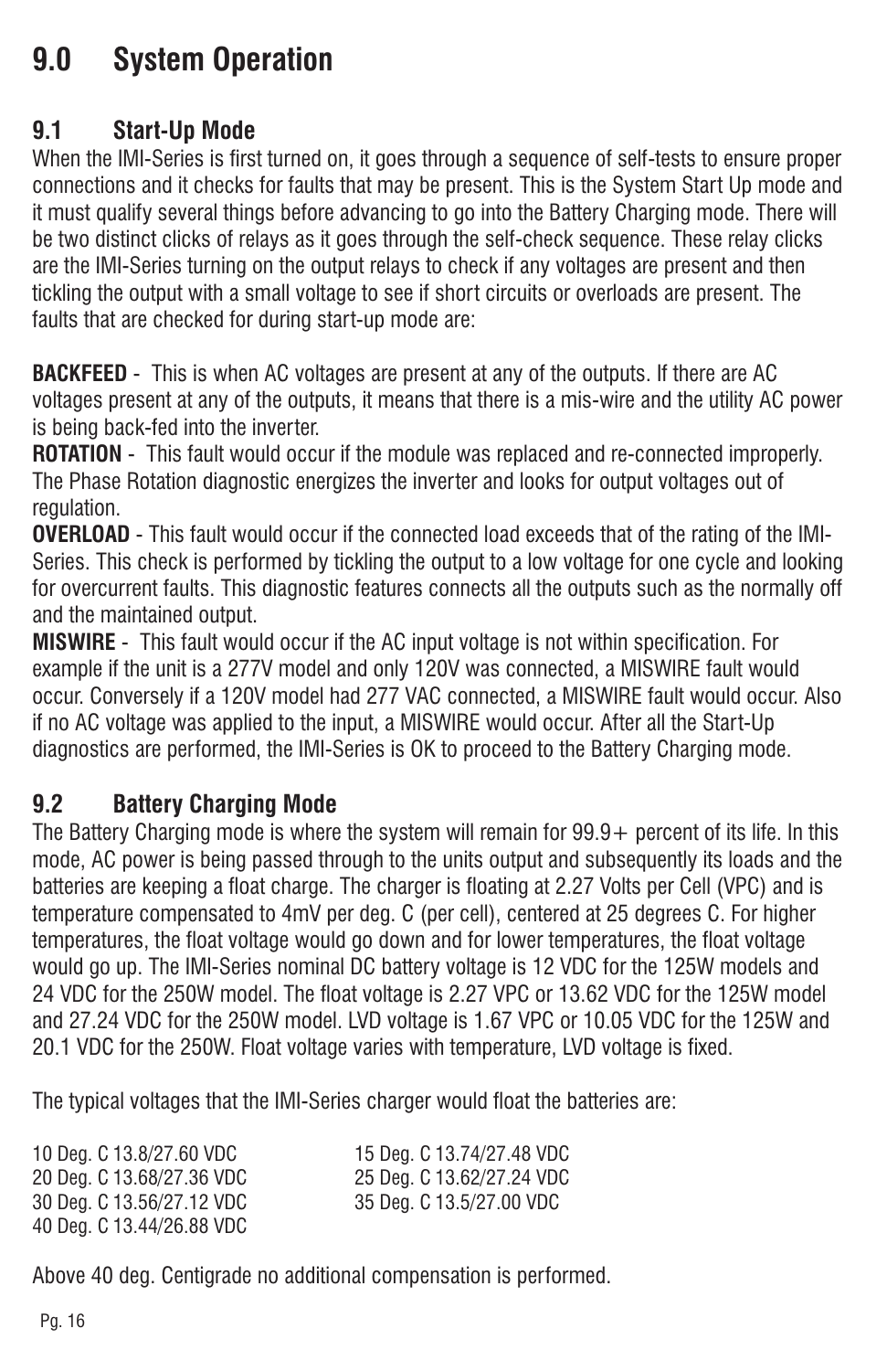# 9.0 System Operation

## 9.1 Start-Up Mode

When the IMI-Series is first turned on, it goes through a sequence of self-tests to ensure proper connections and it checks for faults that may be present. This is the System Start Up mode and it must qualify several things before advancing to go into the Battery Charging mode. There will be two distinct clicks of relays as it goes through the self-check sequence. These relay clicks are the IMI-Series turning on the output relays to check if any voltages are present and then tickling the output with a small voltage to see if short circuits or overloads are present. The faults that are checked for during start-up mode are:

**BACKFEED** - This is when AC voltages are present at any of the outputs. If there are AC voltages present at any of the outputs, it means that there is a mis-wire and the utility AC power is being back-fed into the inverter.

**ROTATION** - This fault would occur if the module was replaced and re-connected improperly. The Phase Rotation diagnostic energizes the inverter and looks for output voltages out of regulation.

**OVERLOAD** - This fault would occur if the connected load exceeds that of the rating of the IMI-Series. This check is performed by tickling the output to a low voltage for one cycle and looking for overcurrent faults. This diagnostic features connects all the outputs such as the normally off and the maintained output.

**MISWIRE** - This fault would occur if the AC input voltage is not within specification. For example if the unit is a 277V model and only 120V was connected, a MISWIRE fault would occur. Conversely if a 120V model had 277 VAC connected, a MISWIRE fault would occur. Also if no AC voltage was applied to the input, a MISWIRE would occur. After all the Start-Up diagnostics are performed, the IMI-Series is OK to proceed to the Battery Charging mode.

## 9.2 Battery Charging Mode

The Battery Charging mode is where the system will remain for 99.9+ percent of its life. In this mode, AC power is being passed through to the units output and subsequently its loads and the batteries are keeping a float charge. The charger is floating at 2.27 Volts per Cell (VPC) and is temperature compensated to 4mV per deg. C (per cell), centered at 25 degrees C. For higher temperatures, the float voltage would go down and for lower temperatures, the float voltage would go up. The IMI-Series nominal DC battery voltage is 12 VDC for the 125W models and 24 VDC for the 250W model. The float voltage is 2.27 VPC or 13.62 VDC for the 125W model and 27.24 VDC for the 250W model. LVD voltage is 1.67 VPC or 10.05 VDC for the 125W and 20.1 VDC for the 250W. Float voltage varies with temperature, LVD voltage is fixed.

The typical voltages that the IMI-Series charger would float the batteries are:

10 Deg. C 13.8/27.60 VDC
15 Deg. C 13.74/27.48 VDC
20 Deg. C 13.68/27.36 VDC
25 Deg. C 13.62/27.24 VDC
30 Deg. C 13.56/27.12 VDC
35 Deg. C 13.5/27.00 VDC
40 Deg. C 13.44/26.88 VDC

Above 40 deg. Centigrade no additional compensation is performed.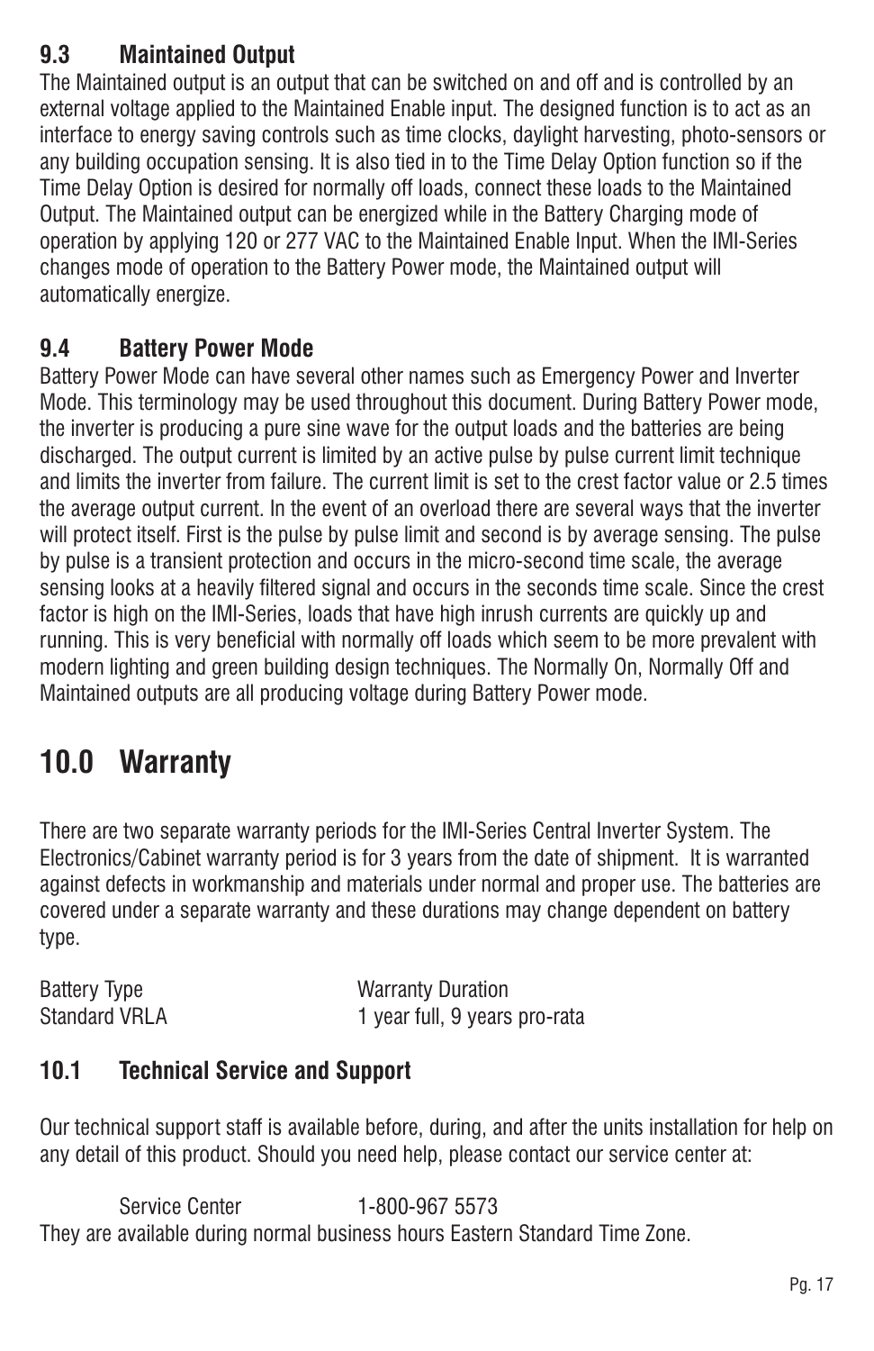### 9.3 Maintained Output

The Maintained output is an output that can be switched on and off and is controlled by an external voltage applied to the Maintained Enable input. The designed function is to act as an interface to energy saving controls such as time clocks, daylight harvesting, photo-sensors or any building occupation sensing. It is also tied in to the Time Delay Option function so if the Time Delay Option is desired for normally off loads, connect these loads to the Maintained Output. The Maintained output can be energized while in the Battery Charging mode of operation by applying 120 or 277 VAC to the Maintained Enable Input. When the IMI-Series changes mode of operation to the Battery Power mode, the Maintained output will automatically energize.

### 9.4 Battery Power Mode

Battery Power Mode can have several other names such as Emergency Power and Inverter Mode. This terminology may be used throughout this document. During Battery Power mode, the inverter is producing a pure sine wave for the output loads and the batteries are being discharged. The output current is limited by an active pulse by pulse current limit technique and limits the inverter from failure. The current limit is set to the crest factor value or 2.5 times the average output current. In the event of an overload there are several ways that the inverter will protect itself. First is the pulse by pulse limit and second is by average sensing. The pulse by pulse is a transient protection and occurs in the micro-second time scale, the average sensing looks at a heavily filtered signal and occurs in the seconds time scale. Since the crest factor is high on the IMI-Series, loads that have high inrush currents are quickly up and running. This is very beneficial with normally off loads which seem to be more prevalent with modern lighting and green building design techniques. The Normally On, Normally Off and Maintained outputs are all producing voltage during Battery Power mode.

# 10.0 Warranty

There are two separate warranty periods for the IMI-Series Central Inverter System. The Electronics/Cabinet warranty period is for 3 years from the date of shipment. It is warranted against defects in workmanship and materials under normal and proper use. The batteries are covered under a separate warranty and these durations may change dependent on battery type.

| Battery Type | Warranty Duration |
|---|---|
| Standard VRLA | 1 year full, 9 years pro-rata |

### 10.1 Technical Service and Support

Our technical support staff is available before, during, and after the units installation for help on any detail of this product. Should you need help, please contact our service center at:

Service Center 1-800-967 5573

They are available during normal business hours Eastern Standard Time Zone.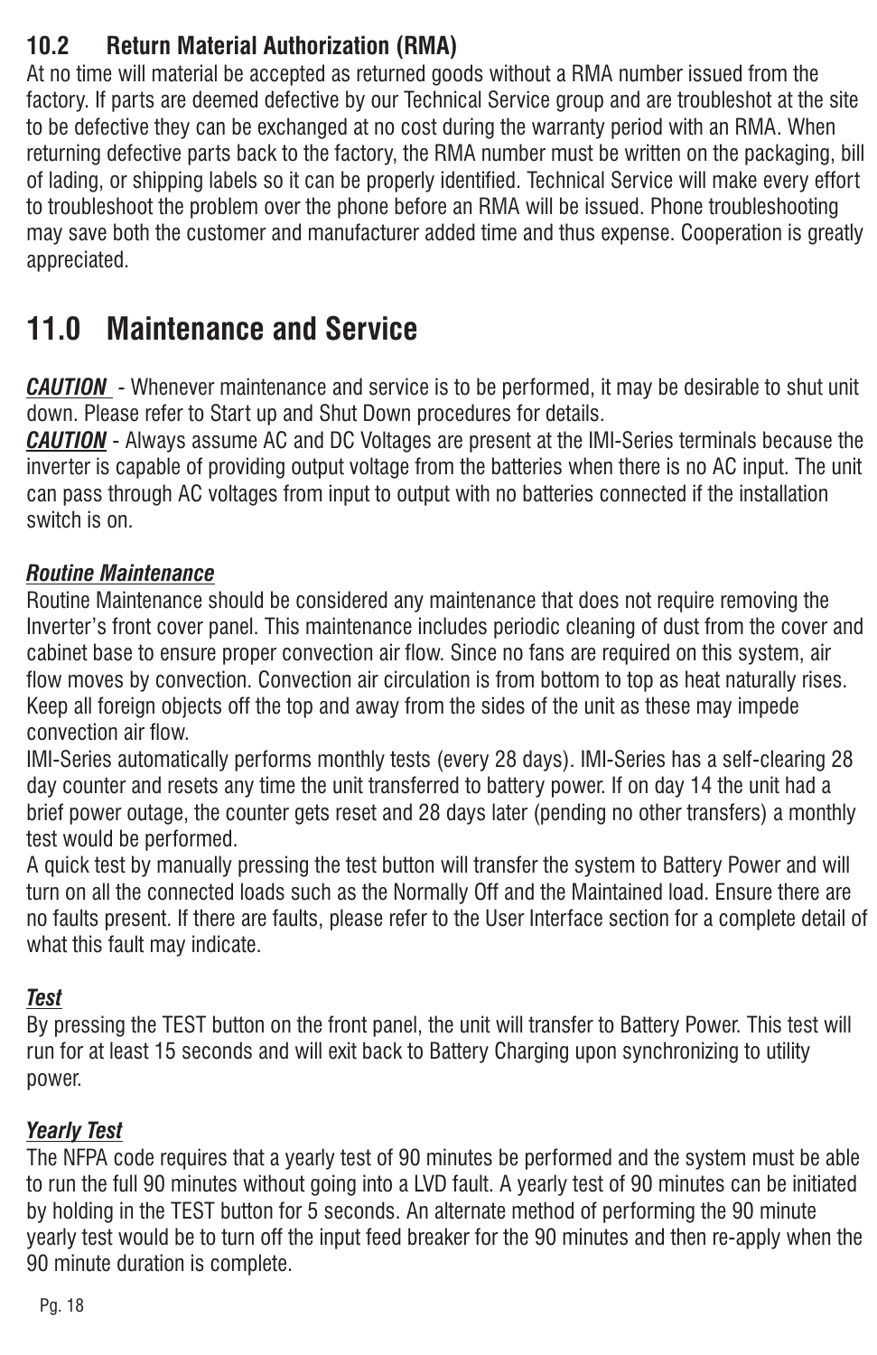### 10.2 Return Material Authorization (RMA)

At no time will material be accepted as returned goods without a RMA number issued from the factory. If parts are deemed defective by our Technical Service group and are troubleshot at the site to be defective they can be exchanged at no cost during the warranty period with an RMA. When returning defective parts back to the factory, the RMA number must be written on the packaging, bill of lading, or shipping labels so it can be properly identified. Technical Service will make every effort to troubleshoot the problem over the phone before an RMA will be issued. Phone troubleshooting may save both the customer and manufacturer added time and thus expense. Cooperation is greatly appreciated.

# 11.0 Maintenance and Service

***CAUTION*** - Whenever maintenance and service is to be performed, it may be desirable to shut unit down. Please refer to Start up and Shut Down procedures for details.

***CAUTION*** - Always assume AC and DC Voltages are present at the IMI-Series terminals because the inverter is capable of providing output voltage from the batteries when there is no AC input. The unit can pass through AC voltages from input to output with no batteries connected if the installation switch is on.

***Routine Maintenance***

Routine Maintenance should be considered any maintenance that does not require removing the Inverter's front cover panel. This maintenance includes periodic cleaning of dust from the cover and cabinet base to ensure proper convection air flow. Since no fans are required on this system, air flow moves by convection. Convection air circulation is from bottom to top as heat naturally rises. Keep all foreign objects off the top and away from the sides of the unit as these may impede convection air flow.

IMI-Series automatically performs monthly tests (every 28 days). IMI-Series has a self-clearing 28 day counter and resets any time the unit transferred to battery power. If on day 14 the unit had a brief power outage, the counter gets reset and 28 days later (pending no other transfers) a monthly test would be performed.

A quick test by manually pressing the test button will transfer the system to Battery Power and will turn on all the connected loads such as the Normally Off and the Maintained load. Ensure there are no faults present. If there are faults, please refer to the User Interface section for a complete detail of what this fault may indicate.

***Test***

By pressing the TEST button on the front panel, the unit will transfer to Battery Power. This test will run for at least 15 seconds and will exit back to Battery Charging upon synchronizing to utility power.

***Yearly Test***

The NFPA code requires that a yearly test of 90 minutes be performed and the system must be able to run the full 90 minutes without going into a LVD fault. A yearly test of 90 minutes can be initiated by holding in the TEST button for 5 seconds. An alternate method of performing the 90 minute yearly test would be to turn off the input feed breaker for the 90 minutes and then re-apply when the 90 minute duration is complete.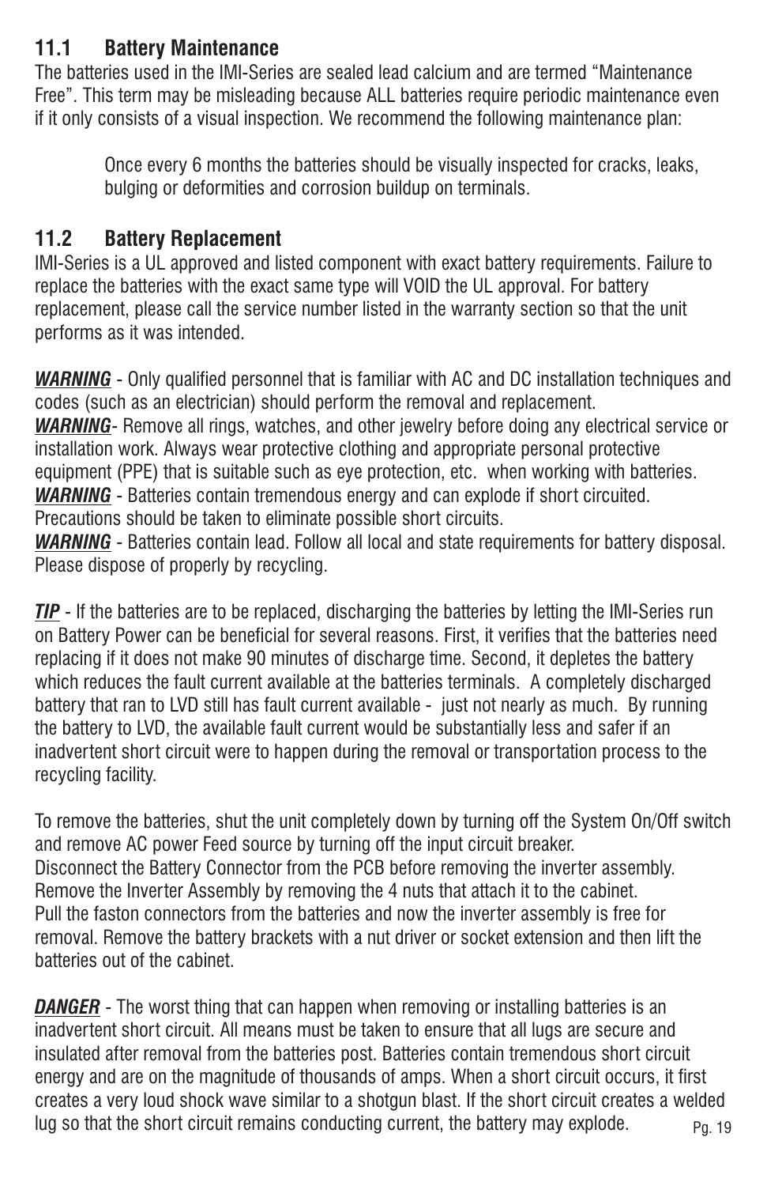## 11.1 Battery Maintenance

The batteries used in the IMI-Series are sealed lead calcium and are termed "Maintenance Free". This term may be misleading because ALL batteries require periodic maintenance even if it only consists of a visual inspection. We recommend the following maintenance plan:

> Once every 6 months the batteries should be visually inspected for cracks, leaks, bulging or deformities and corrosion buildup on terminals.

## 11.2 Battery Replacement

IMI-Series is a UL approved and listed component with exact battery requirements. Failure to replace the batteries with the exact same type will VOID the UL approval. For battery replacement, please call the service number listed in the warranty section so that the unit performs as it was intended.

***WARNING*** - Only qualified personnel that is familiar with AC and DC installation techniques and codes (such as an electrician) should perform the removal and replacement.
***WARNING***- Remove all rings, watches, and other jewelry before doing any electrical service or installation work. Always wear protective clothing and appropriate personal protective equipment (PPE) that is suitable such as eye protection, etc. when working with batteries.
***WARNING*** - Batteries contain tremendous energy and can explode if short circuited. Precautions should be taken to eliminate possible short circuits.
***WARNING*** - Batteries contain lead. Follow all local and state requirements for battery disposal. Please dispose of properly by recycling.

***TIP*** - If the batteries are to be replaced, discharging the batteries by letting the IMI-Series run on Battery Power can be beneficial for several reasons. First, it verifies that the batteries need replacing if it does not make 90 minutes of discharge time. Second, it depletes the battery which reduces the fault current available at the batteries terminals. A completely discharged battery that ran to LVD still has fault current available - just not nearly as much. By running the battery to LVD, the available fault current would be substantially less and safer if an inadvertent short circuit were to happen during the removal or transportation process to the recycling facility.

To remove the batteries, shut the unit completely down by turning off the System On/Off switch and remove AC power Feed source by turning off the input circuit breaker.
Disconnect the Battery Connector from the PCB before removing the inverter assembly.
Remove the Inverter Assembly by removing the 4 nuts that attach it to the cabinet.
Pull the faston connectors from the batteries and now the inverter assembly is free for removal. Remove the battery brackets with a nut driver or socket extension and then lift the batteries out of the cabinet.

***DANGER*** - The worst thing that can happen when removing or installing batteries is an inadvertent short circuit. All means must be taken to ensure that all lugs are secure and insulated after removal from the batteries post. Batteries contain tremendous short circuit energy and are on the magnitude of thousands of amps. When a short circuit occurs, it first creates a very loud shock wave similar to a shotgun blast. If the short circuit creates a welded lug so that the short circuit remains conducting current, the battery may explode.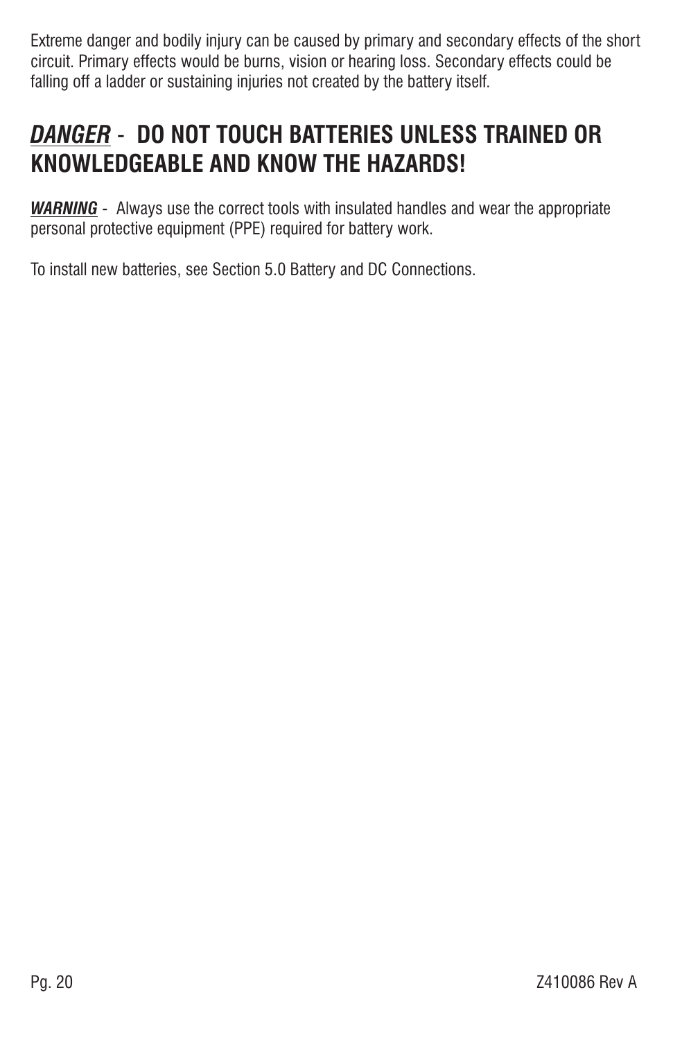Extreme danger and bodily injury can be caused by primary and secondary effects of the short circuit. Primary effects would be burns, vision or hearing loss. Secondary effects could be falling off a ladder or sustaining injuries not created by the battery itself.

## ***DANGER*** - DO NOT TOUCH BATTERIES UNLESS TRAINED OR KNOWLEDGEABLE AND KNOW THE HAZARDS!

***WARNING*** - Always use the correct tools with insulated handles and wear the appropriate personal protective equipment (PPE) required for battery work.

To install new batteries, see Section 5.0 Battery and DC Connections.